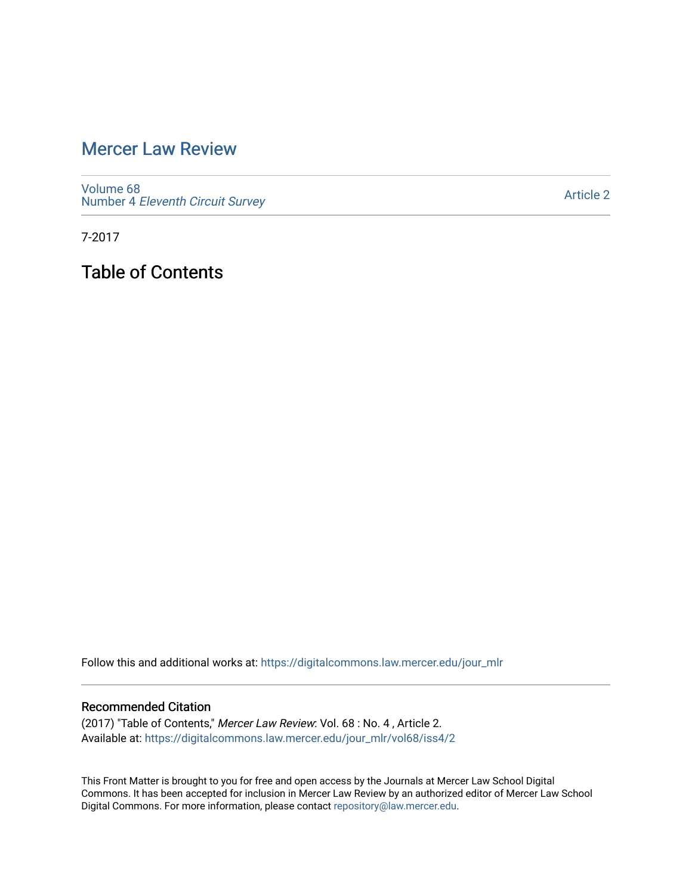# Mercer Law Review

Volume 68
Number 4 *Eleventh Circuit Survey*

Article 2

7-2017

## Table of Contents

Follow this and additional works at: https://digitalcommons.law.mercer.edu/jour_mlr

### Recommended Citation

(2017) "Table of Contents," *Mercer Law Review*: Vol. 68 : No. 4 , Article 2.
Available at: https://digitalcommons.law.mercer.edu/jour_mlr/vol68/iss4/2

This Front Matter is brought to you for free and open access by the Journals at Mercer Law School Digital Commons. It has been accepted for inclusion in Mercer Law Review by an authorized editor of Mercer Law School Digital Commons. For more information, please contact repository@law.mercer.edu.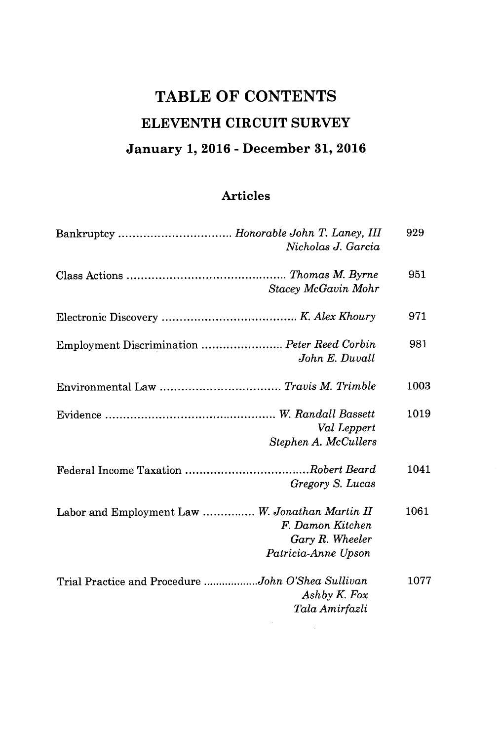# TABLE OF CONTENTS

## ELEVENTH CIRCUIT SURVEY

### January 1, 2016 - December 31, 2016

### Articles

| Article | Authors | Page |
| --- | --- | --- |
| Bankruptcy | *Honorable John T. Laney, III*<br>*Nicholas J. Garcia* | 929 |
| Class Actions | *Thomas M. Byrne*<br>*Stacey McGavin Mohr* | 951 |
| Electronic Discovery | *K. Alex Khoury* | 971 |
| Employment Discrimination | *Peter Reed Corbin*<br>*John E. Duvall* | 981 |
| Environmental Law | *Travis M. Trimble* | 1003 |
| Evidence | *W. Randall Bassett*<br>*Val Leppert*<br>*Stephen A. McCullers* | 1019 |
| Federal Income Taxation | *Robert Beard*<br>*Gregory S. Lucas* | 1041 |
| Labor and Employment Law | *W. Jonathan Martin II*<br>*F. Damon Kitchen*<br>*Gary R. Wheeler*<br>*Patricia-Anne Upson* | 1061 |
| Trial Practice and Procedure | *John O'Shea Sullivan*<br>*Ashby K. Fox*<br>*Tala Amirfazli* | 1077 |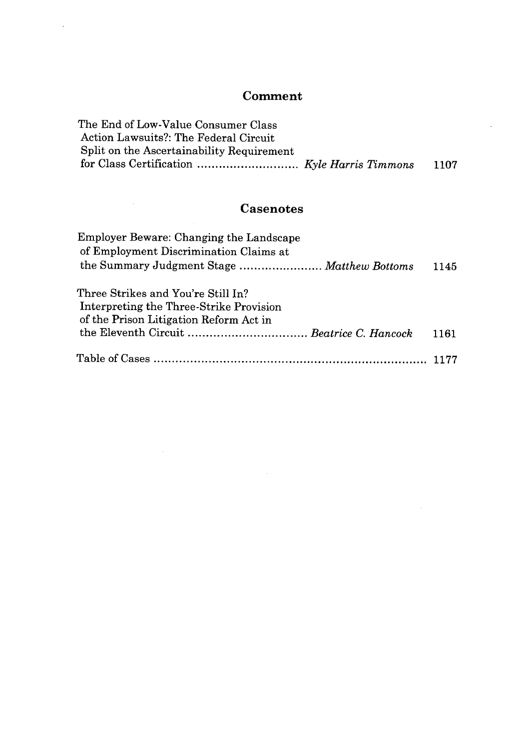## Comment

The End of Low-Value Consumer Class Action Lawsuits?: The Federal Circuit Split on the Ascertainability Requirement for Class Certification ............................ *Kyle Harris Timmons* 1107

## Casenotes

Employer Beware: Changing the Landscape of Employment Discrimination Claims at the Summary Judgment Stage ....................... *Matthew Bottoms* 1145

Three Strikes and You're Still In? Interpreting the Three-Strike Provision of the Prison Litigation Reform Act in the Eleventh Circuit ................................. *Beatrice C. Hancock* 1161

Table of Cases ........................................................................... 1177